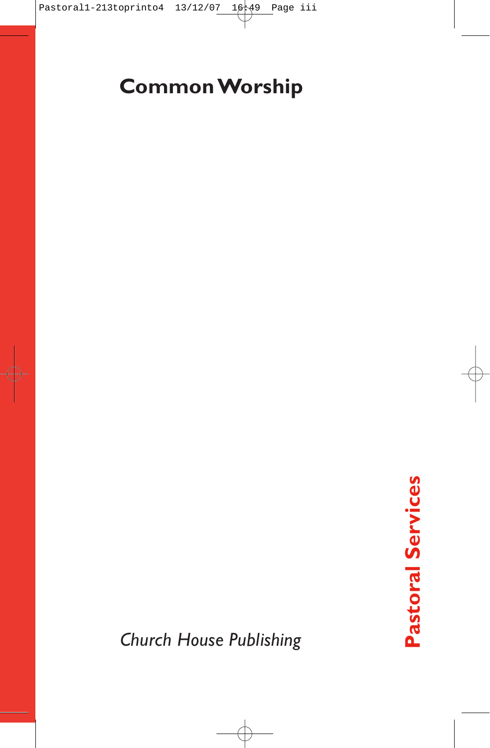# Common Worship

# Pastoral Services

*Church House Publishing*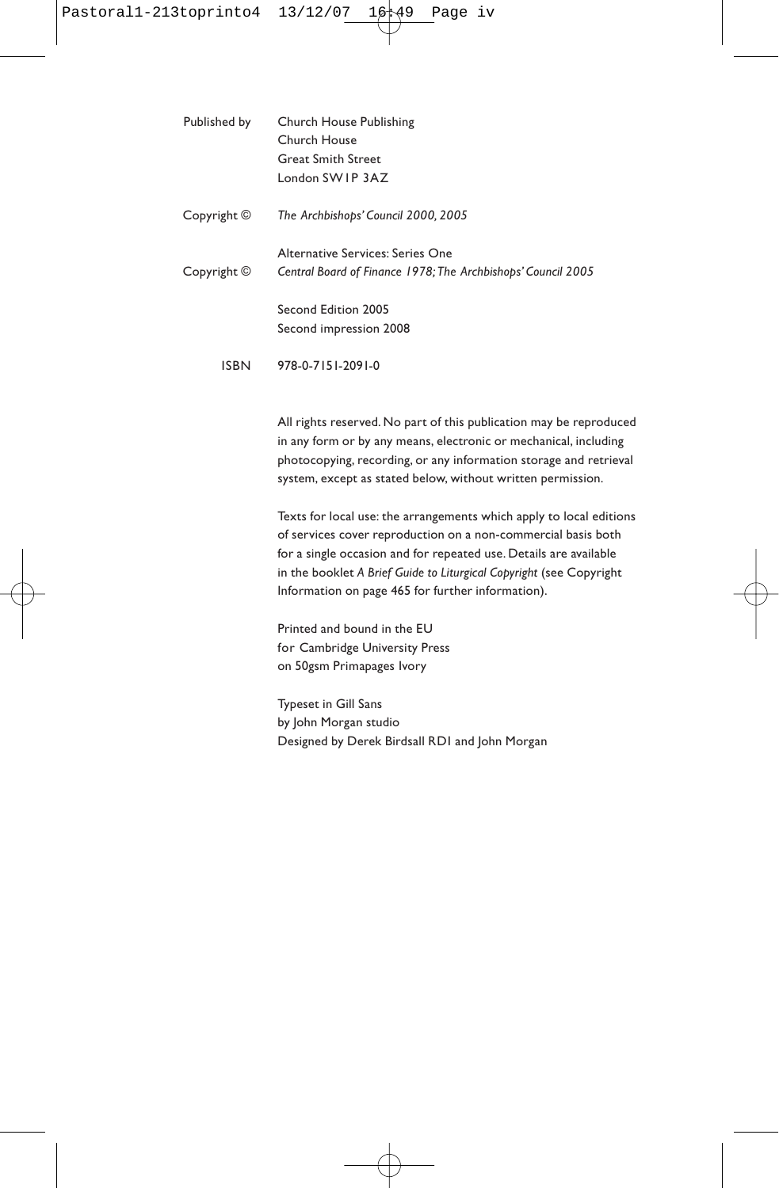Published by Church House Publishing
Church House
Great Smith Street
London SW1P 3AZ

Copyright © *The Archbishops' Council 2000, 2005*

Alternative Services: Series One
Copyright © *Central Board of Finance 1978; The Archbishops' Council 2005*

Second Edition 2005
Second impression 2008

ISBN 978-0-7151-2091-0

All rights reserved. No part of this publication may be reproduced in any form or by any means, electronic or mechanical, including photocopying, recording, or any information storage and retrieval system, except as stated below, without written permission.

Texts for local use: the arrangements which apply to local editions of services cover reproduction on a non-commercial basis both for a single occasion and for repeated use. Details are available in the booklet *A Brief Guide to Liturgical Copyright* (see Copyright Information on page 465 for further information).

Printed and bound in the EU
for Cambridge University Press
on 50gsm Primapages Ivory

Typeset in Gill Sans
by John Morgan studio
Designed by Derek Birdsall RDI and John Morgan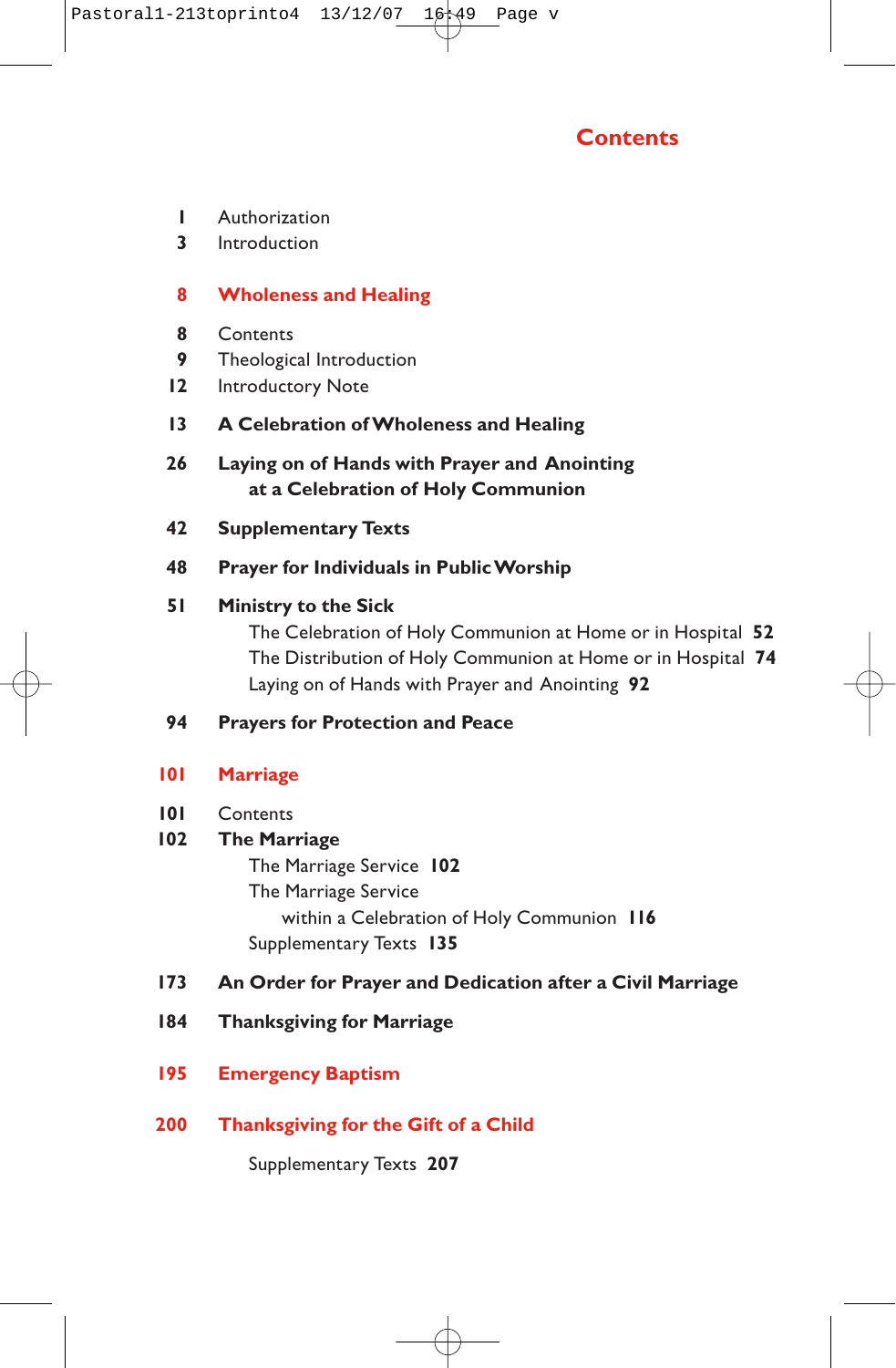# Contents

1 Authorization
3 Introduction

## 8 Wholeness and Healing

8 Contents
9 Theological Introduction
12 Introductory Note

**13 A Celebration of Wholeness and Healing**

**26 Laying on of Hands with Prayer and Anointing at a Celebration of Holy Communion**

**42 Supplementary Texts**

**48 Prayer for Individuals in Public Worship**

**51 Ministry to the Sick**
- The Celebration of Holy Communion at Home or in Hospital **52**
- The Distribution of Holy Communion at Home or in Hospital **74**
- Laying on of Hands with Prayer and Anointing **92**

**94 Prayers for Protection and Peace**

## 101 Marriage

101 Contents
**102 The Marriage**
- The Marriage Service **102**
- The Marriage Service within a Celebration of Holy Communion **116**
- Supplementary Texts **135**

**173 An Order for Prayer and Dedication after a Civil Marriage**

**184 Thanksgiving for Marriage**

## 195 Emergency Baptism

## 200 Thanksgiving for the Gift of a Child

- Supplementary Texts **207**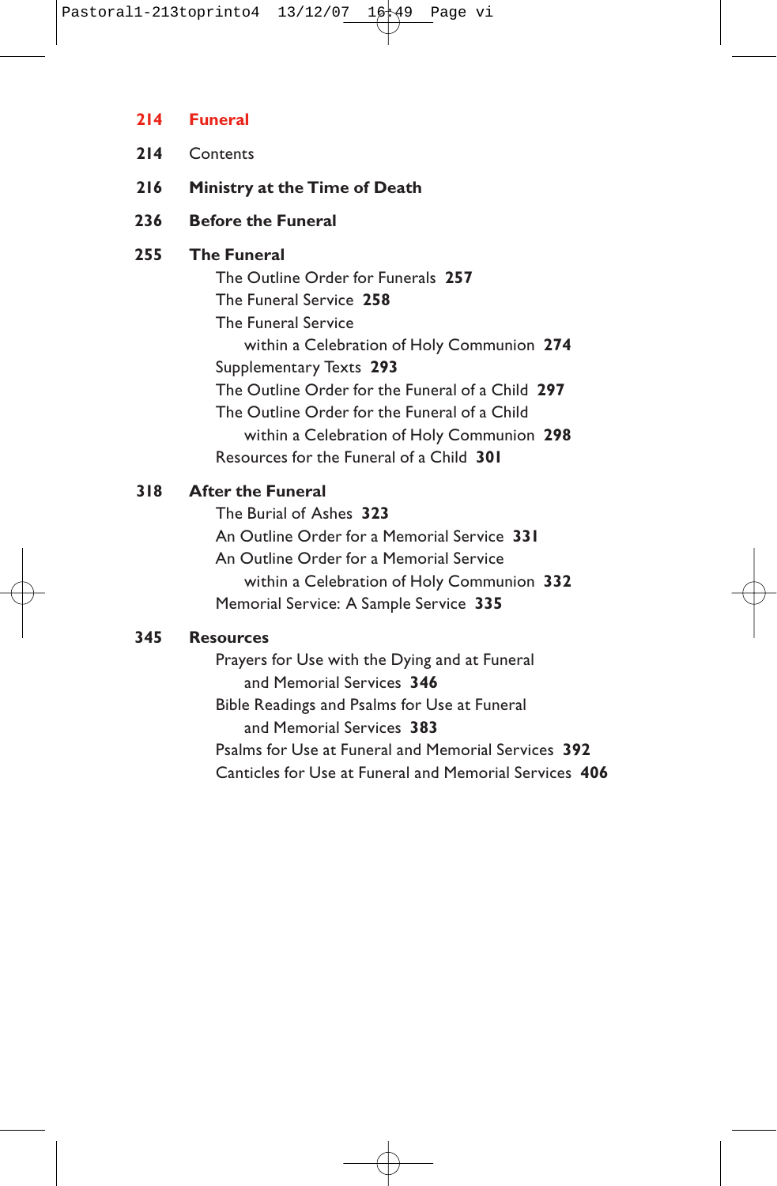**214 Funeral**

**214** Contents

**216 Ministry at the Time of Death**

**236 Before the Funeral**

**255 The Funeral**

- The Outline Order for Funerals **257**
- The Funeral Service **258**
- The Funeral Service within a Celebration of Holy Communion **274**
- Supplementary Texts **293**
- The Outline Order for the Funeral of a Child **297**
- The Outline Order for the Funeral of a Child within a Celebration of Holy Communion **298**
- Resources for the Funeral of a Child **301**

**318 After the Funeral**

- The Burial of Ashes **323**
- An Outline Order for a Memorial Service **331**
- An Outline Order for a Memorial Service within a Celebration of Holy Communion **332**
- Memorial Service: A Sample Service **335**

**345 Resources**

- Prayers for Use with the Dying and at Funeral and Memorial Services **346**
- Bible Readings and Psalms for Use at Funeral and Memorial Services **383**
- Psalms for Use at Funeral and Memorial Services **392**
- Canticles for Use at Funeral and Memorial Services **406**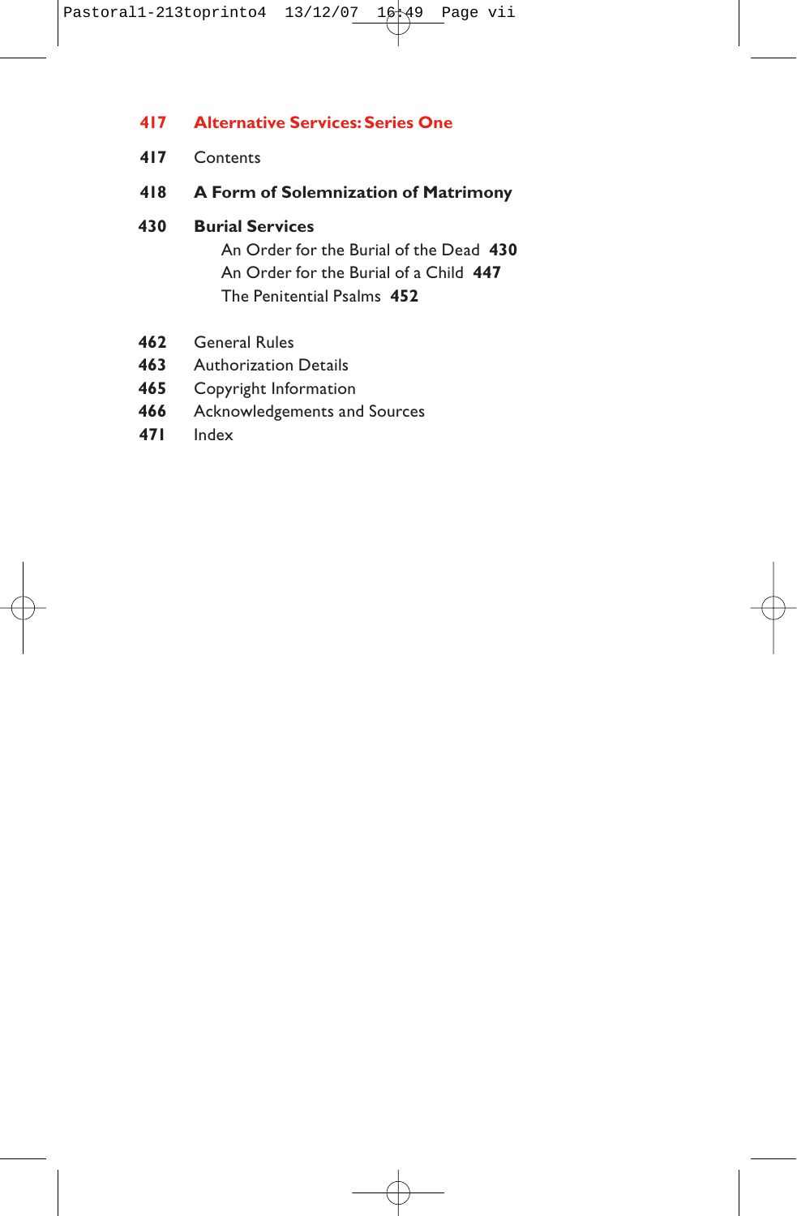**417** **Alternative Services: Series One**

**417** Contents

**418** **A Form of Solemnization of Matrimony**

**430** **Burial Services**

An Order for the Burial of the Dead **430**
An Order for the Burial of a Child **447**
The Penitential Psalms **452**

**462** General Rules
**463** Authorization Details
**465** Copyright Information
**466** Acknowledgements and Sources
**471** Index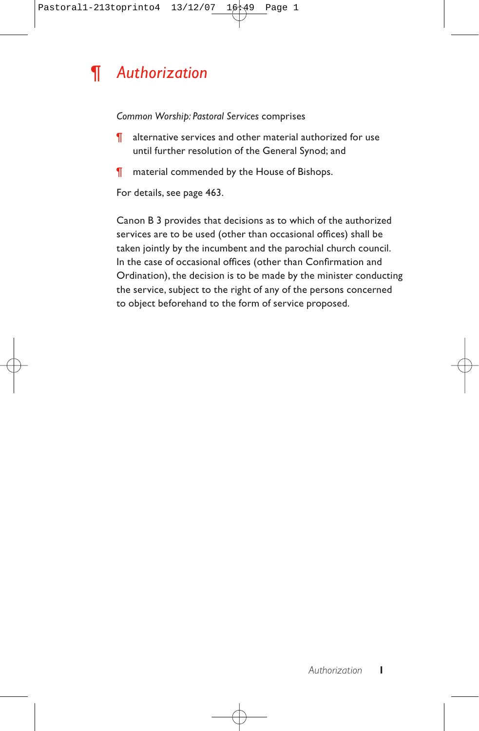# ¶ *Authorization*

*Common Worship: Pastoral Services* comprises

- ¶ alternative services and other material authorized for use until further resolution of the General Synod; and
- ¶ material commended by the House of Bishops.

For details, see page 463.

Canon B 3 provides that decisions as to which of the authorized services are to be used (other than occasional offices) shall be taken jointly by the incumbent and the parochial church council. In the case of occasional offices (other than Confirmation and Ordination), the decision is to be made by the minister conducting the service, subject to the right of any of the persons concerned to object beforehand to the form of service proposed.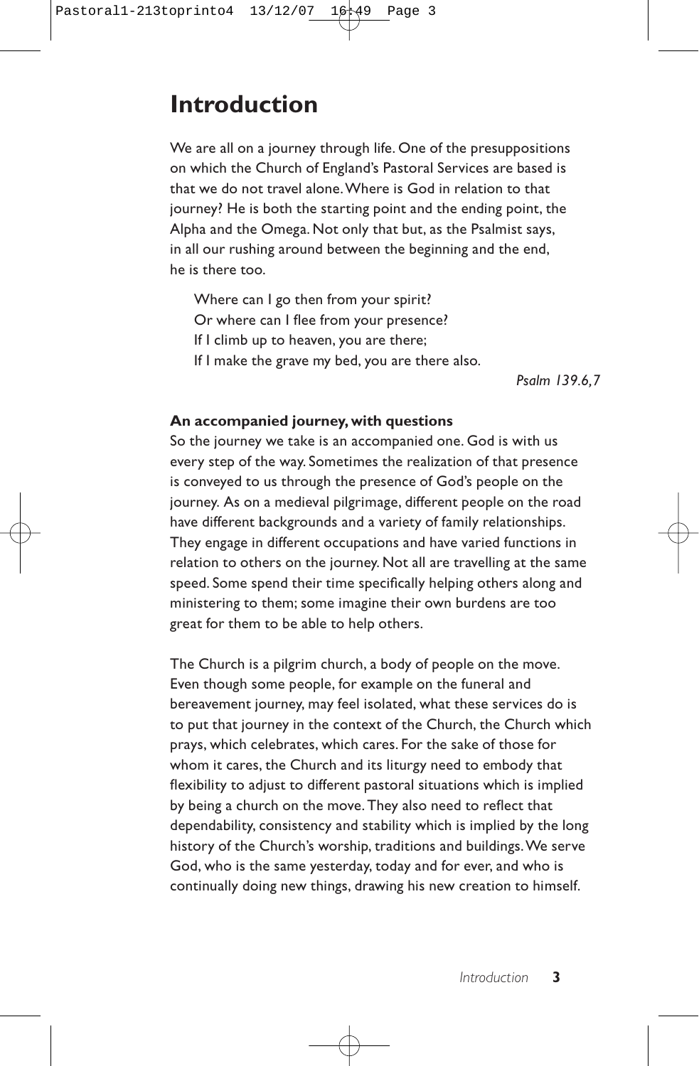# Introduction

We are all on a journey through life. One of the presuppositions on which the Church of England's Pastoral Services are based is that we do not travel alone. Where is God in relation to that journey? He is both the starting point and the ending point, the Alpha and the Omega. Not only that but, as the Psalmist says, in all our rushing around between the beginning and the end, he is there too.

> Where can I go then from your spirit?
> Or where can I flee from your presence?
> If I climb up to heaven, you are there;
> If I make the grave my bed, you are there also.
>
> *Psalm 139.6,7*

**An accompanied journey, with questions**

So the journey we take is an accompanied one. God is with us every step of the way. Sometimes the realization of that presence is conveyed to us through the presence of God's people on the journey. As on a medieval pilgrimage, different people on the road have different backgrounds and a variety of family relationships. They engage in different occupations and have varied functions in relation to others on the journey. Not all are travelling at the same speed. Some spend their time specifically helping others along and ministering to them; some imagine their own burdens are too great for them to be able to help others.

The Church is a pilgrim church, a body of people on the move. Even though some people, for example on the funeral and bereavement journey, may feel isolated, what these services do is to put that journey in the context of the Church, the Church which prays, which celebrates, which cares. For the sake of those for whom it cares, the Church and its liturgy need to embody that flexibility to adjust to different pastoral situations which is implied by being a church on the move. They also need to reflect that dependability, consistency and stability which is implied by the long history of the Church's worship, traditions and buildings. We serve God, who is the same yesterday, today and for ever, and who is continually doing new things, drawing his new creation to himself.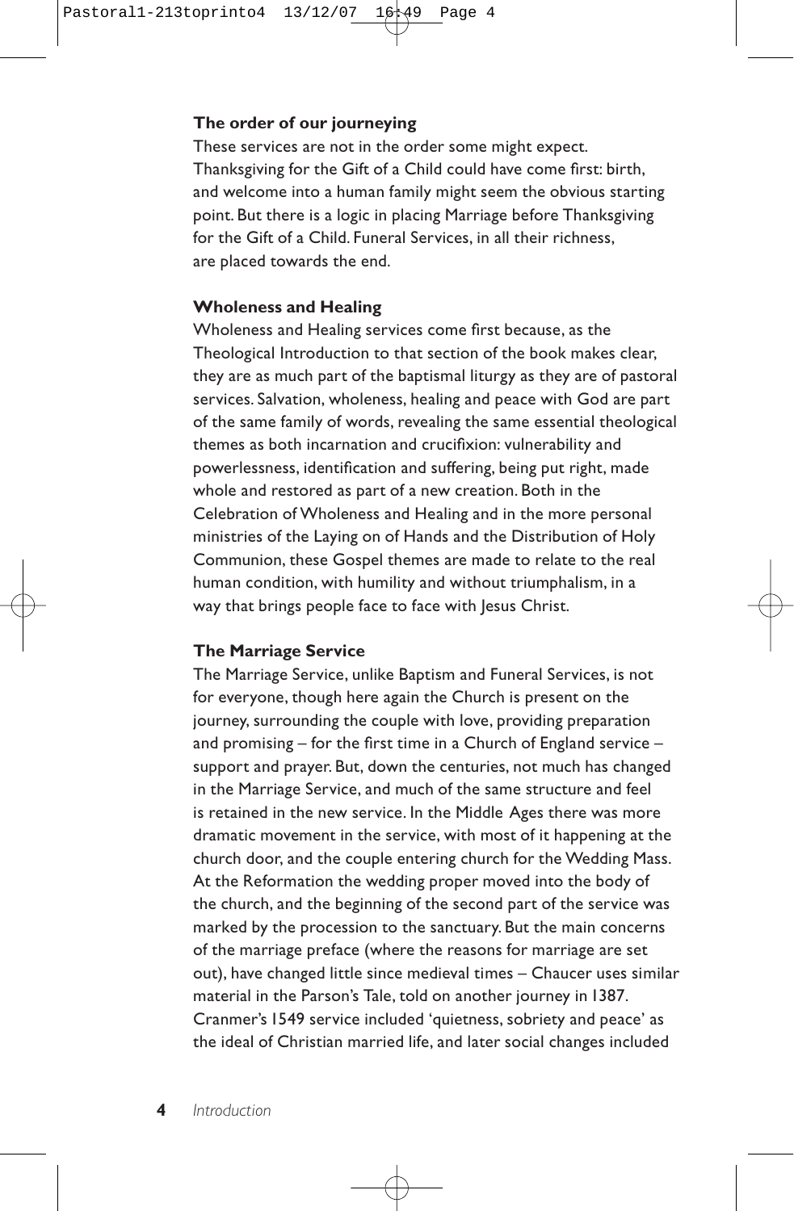**The order of our journeying**

These services are not in the order some might expect. Thanksgiving for the Gift of a Child could have come first: birth, and welcome into a human family might seem the obvious starting point. But there is a logic in placing Marriage before Thanksgiving for the Gift of a Child. Funeral Services, in all their richness, are placed towards the end.

**Wholeness and Healing**

Wholeness and Healing services come first because, as the Theological Introduction to that section of the book makes clear, they are as much part of the baptismal liturgy as they are of pastoral services. Salvation, wholeness, healing and peace with God are part of the same family of words, revealing the same essential theological themes as both incarnation and crucifixion: vulnerability and powerlessness, identification and suffering, being put right, made whole and restored as part of a new creation. Both in the Celebration of Wholeness and Healing and in the more personal ministries of the Laying on of Hands and the Distribution of Holy Communion, these Gospel themes are made to relate to the real human condition, with humility and without triumphalism, in a way that brings people face to face with Jesus Christ.

**The Marriage Service**

The Marriage Service, unlike Baptism and Funeral Services, is not for everyone, though here again the Church is present on the journey, surrounding the couple with love, providing preparation and promising – for the first time in a Church of England service – support and prayer. But, down the centuries, not much has changed in the Marriage Service, and much of the same structure and feel is retained in the new service. In the Middle Ages there was more dramatic movement in the service, with most of it happening at the church door, and the couple entering church for the Wedding Mass. At the Reformation the wedding proper moved into the body of the church, and the beginning of the second part of the service was marked by the procession to the sanctuary. But the main concerns of the marriage preface (where the reasons for marriage are set out), have changed little since medieval times – Chaucer uses similar material in the Parson's Tale, told on another journey in 1387. Cranmer's 1549 service included 'quietness, sobriety and peace' as the ideal of Christian married life, and later social changes included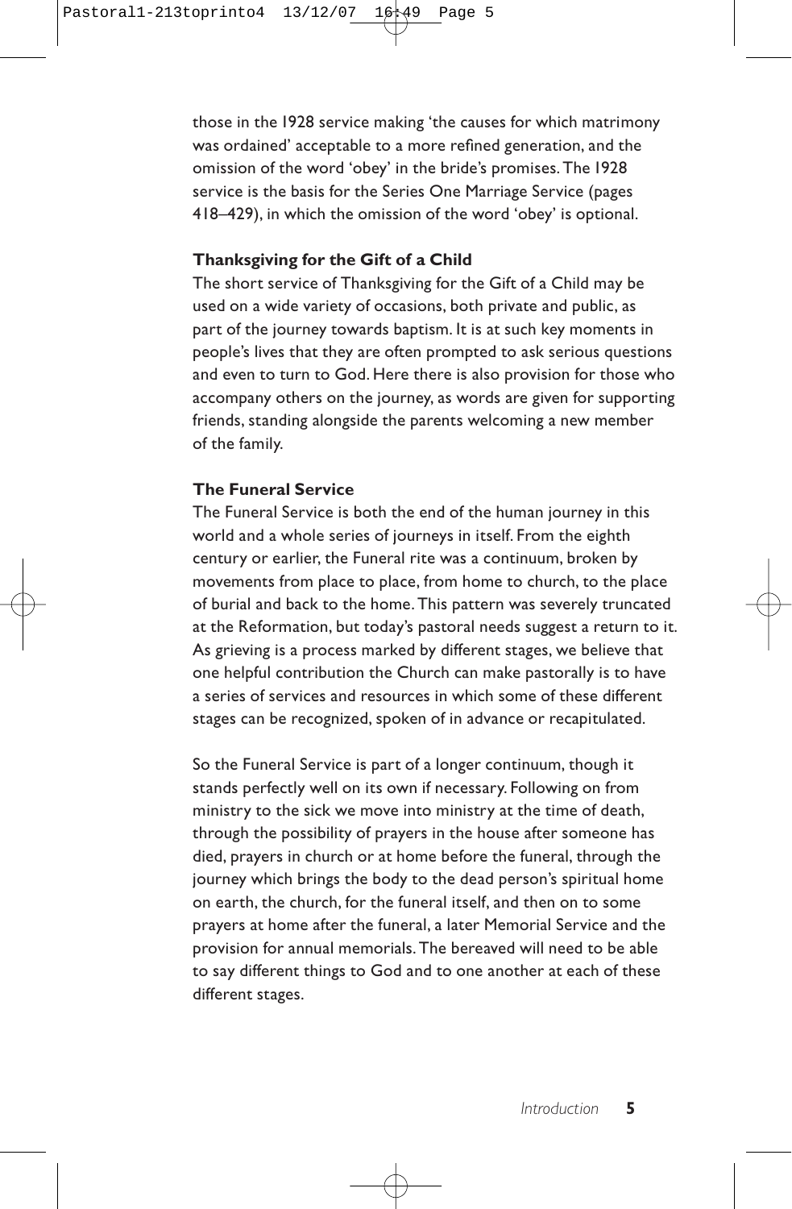those in the 1928 service making 'the causes for which matrimony was ordained' acceptable to a more refined generation, and the omission of the word 'obey' in the bride's promises. The 1928 service is the basis for the Series One Marriage Service (pages 418–429), in which the omission of the word 'obey' is optional.

**Thanksgiving for the Gift of a Child**

The short service of Thanksgiving for the Gift of a Child may be used on a wide variety of occasions, both private and public, as part of the journey towards baptism. It is at such key moments in people's lives that they are often prompted to ask serious questions and even to turn to God. Here there is also provision for those who accompany others on the journey, as words are given for supporting friends, standing alongside the parents welcoming a new member of the family.

**The Funeral Service**

The Funeral Service is both the end of the human journey in this world and a whole series of journeys in itself. From the eighth century or earlier, the Funeral rite was a continuum, broken by movements from place to place, from home to church, to the place of burial and back to the home. This pattern was severely truncated at the Reformation, but today's pastoral needs suggest a return to it. As grieving is a process marked by different stages, we believe that one helpful contribution the Church can make pastorally is to have a series of services and resources in which some of these different stages can be recognized, spoken of in advance or recapitulated.

So the Funeral Service is part of a longer continuum, though it stands perfectly well on its own if necessary. Following on from ministry to the sick we move into ministry at the time of death, through the possibility of prayers in the house after someone has died, prayers in church or at home before the funeral, through the journey which brings the body to the dead person's spiritual home on earth, the church, for the funeral itself, and then on to some prayers at home after the funeral, a later Memorial Service and the provision for annual memorials. The bereaved will need to be able to say different things to God and to one another at each of these different stages.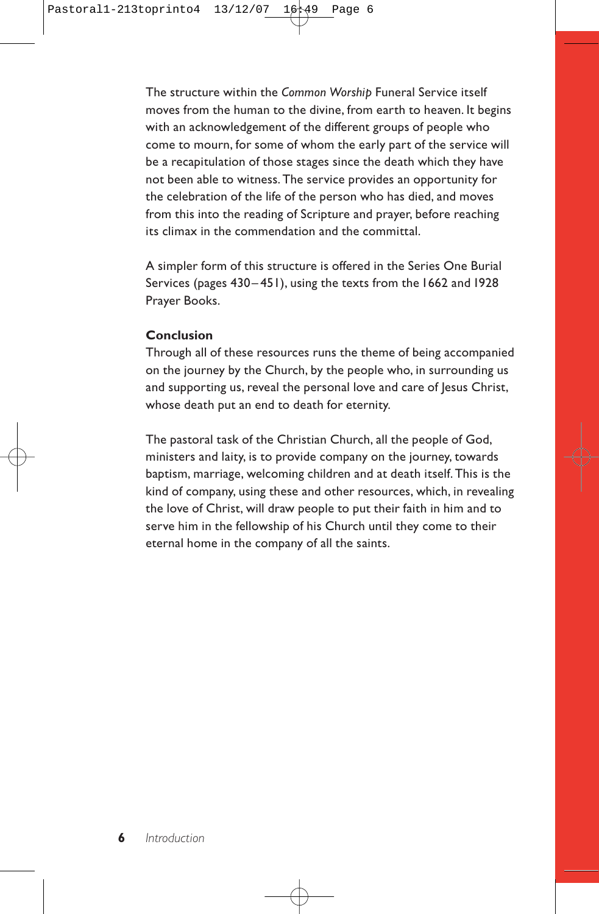The structure within the *Common Worship* Funeral Service itself moves from the human to the divine, from earth to heaven. It begins with an acknowledgement of the different groups of people who come to mourn, for some of whom the early part of the service will be a recapitulation of those stages since the death which they have not been able to witness. The service provides an opportunity for the celebration of the life of the person who has died, and moves from this into the reading of Scripture and prayer, before reaching its climax in the commendation and the committal.

A simpler form of this structure is offered in the Series One Burial Services (pages 430–451), using the texts from the 1662 and 1928 Prayer Books.

**Conclusion**

Through all of these resources runs the theme of being accompanied on the journey by the Church, by the people who, in surrounding us and supporting us, reveal the personal love and care of Jesus Christ, whose death put an end to death for eternity.

The pastoral task of the Christian Church, all the people of God, ministers and laity, is to provide company on the journey, towards baptism, marriage, welcoming children and at death itself. This is the kind of company, using these and other resources, which, in revealing the love of Christ, will draw people to put their faith in him and to serve him in the fellowship of his Church until they come to their eternal home in the company of all the saints.